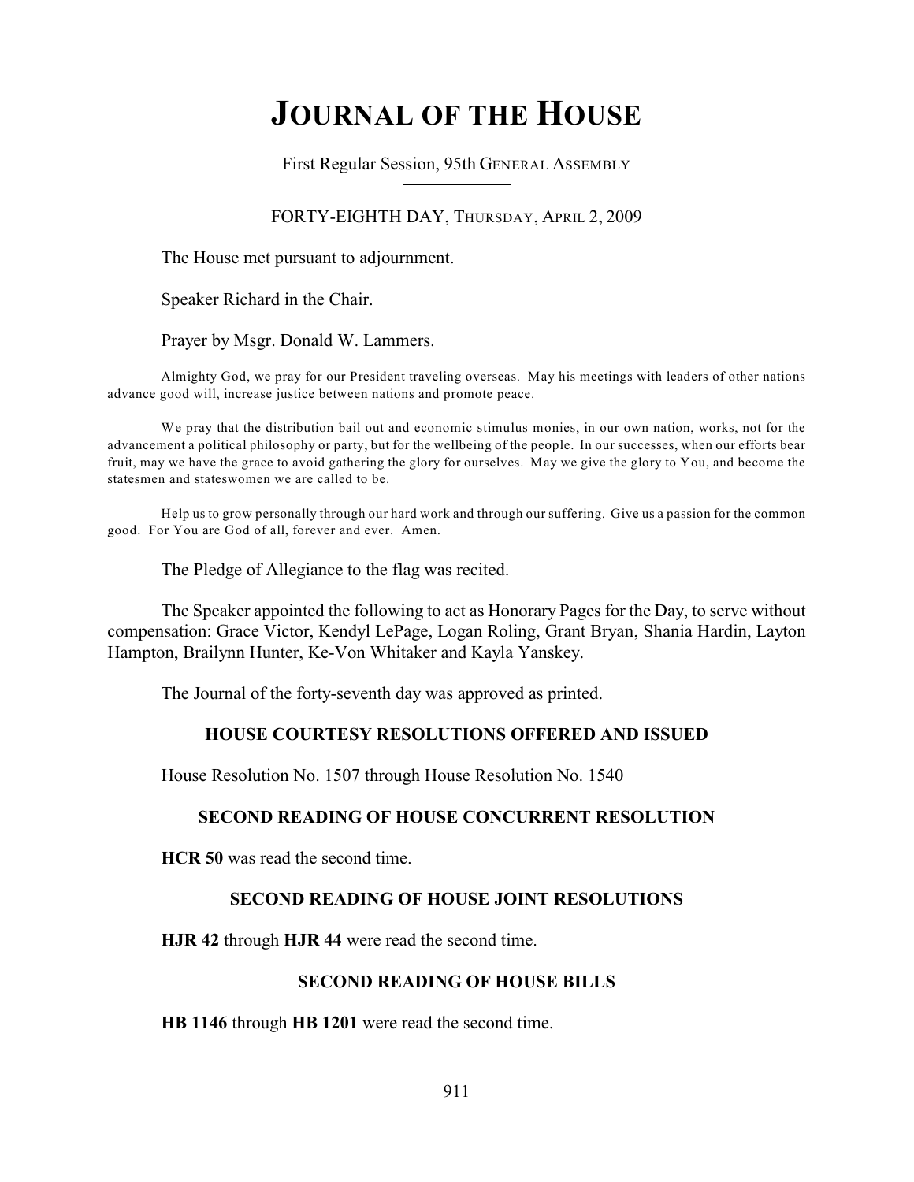# JOURNAL OF THE HOUSE

First Regular Session, 95th GENERAL ASSEMBLY

FORTY-EIGHTH DAY, THURSDAY, APRIL 2, 2009

The House met pursuant to adjournment.

Speaker Richard in the Chair.

Prayer by Msgr. Donald W. Lammers.

Almighty God, we pray for our President traveling overseas. May his meetings with leaders of other nations advance good will, increase justice between nations and promote peace.

We pray that the distribution bail out and economic stimulus monies, in our own nation, works, not for the advancement a political philosophy or party, but for the wellbeing of the people. In our successes, when our efforts bear fruit, may we have the grace to avoid gathering the glory for ourselves. May we give the glory to You, and become the statesmen and stateswomen we are called to be.

Help us to grow personally through our hard work and through our suffering. Give us a passion for the common good. For You are God of all, forever and ever. Amen.

The Pledge of Allegiance to the flag was recited.

The Speaker appointed the following to act as Honorary Pages for the Day, to serve without compensation: Grace Victor, Kendyl LePage, Logan Roling, Grant Bryan, Shania Hardin, Layton Hampton, Brailynn Hunter, Ke-Von Whitaker and Kayla Yanskey.

The Journal of the forty-seventh day was approved as printed.

## HOUSE COURTESY RESOLUTIONS OFFERED AND ISSUED

House Resolution No. 1507 through House Resolution No. 1540

## SECOND READING OF HOUSE CONCURRENT RESOLUTION

**HCR 50** was read the second time.

## SECOND READING OF HOUSE JOINT RESOLUTIONS

**HJR 42** through **HJR 44** were read the second time.

## SECOND READING OF HOUSE BILLS

**HB 1146** through **HB 1201** were read the second time.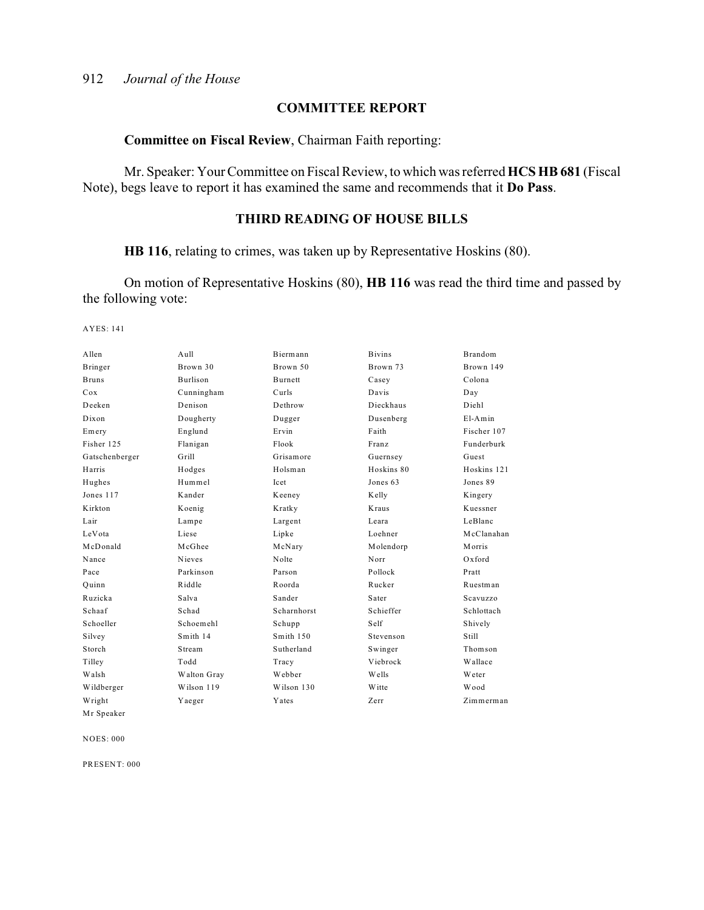## COMMITTEE REPORT

**Committee on Fiscal Review**, Chairman Faith reporting:

Mr. Speaker: Your Committee on Fiscal Review, to which was referred **HCS HB 681** (Fiscal Note), begs leave to report it has examined the same and recommends that it **Do Pass**.

## THIRD READING OF HOUSE BILLS

**HB 116**, relating to crimes, was taken up by Representative Hoskins (80).

On motion of Representative Hoskins (80), **HB 116** was read the third time and passed by the following vote:

AYES: 141

| | | | | |
|---|---|---|---|---|
| Allen | Aull | Biermann | Bivins | Brandom |
| Bringer | Brown 30 | Brown 50 | Brown 73 | Brown 149 |
| Bruns | Burlison | Burnett | Casey | Colona |
| Cox | Cunningham | Curls | Davis | Day |
| Deeken | Denison | Dethrow | Dieckhaus | Diehl |
| Dixon | Dougherty | Dugger | Dusenberg | El-Amin |
| Emery | Englund | Ervin | Faith | Fischer 107 |
| Fisher 125 | Flanigan | Flook | Franz | Funderburk |
| Gatschenberger | Grill | Grisamore | Guernsey | Guest |
| Harris | Hodges | Holsman | Hoskins 80 | Hoskins 121 |
| Hughes | Hummel | Icet | Jones 63 | Jones 89 |
| Jones 117 | Kander | Keeney | Kelly | Kingery |
| Kirkton | Koenig | Kratky | Kraus | Kuessner |
| Lair | Lampe | Largent | Leara | LeBlanc |
| LeVota | Liese | Lipke | Loehner | McClanahan |
| McDonald | McGhee | McNary | Molendorp | Morris |
| Nance | Nieves | Nolte | Norr | Oxford |
| Pace | Parkinson | Parson | Pollock | Pratt |
| Quinn | Riddle | Roorda | Rucker | Ruestman |
| Ruzicka | Salva | Sander | Sater | Scavuzzo |
| Schaaf | Schad | Scharnhorst | Schieffer | Schlottach |
| Schoeller | Schoemehl | Schupp | Self | Shively |
| Silvey | Smith 14 | Smith 150 | Stevenson | Still |
| Storch | Stream | Sutherland | Swinger | Thomson |
| Tilley | Todd | Tracy | Viebrock | Wallace |
| Walsh | Walton Gray | Webber | Wells | Weter |
| Wildberger | Wilson 119 | Wilson 130 | Witte | Wood |
| Wright | Yaeger | Yates | Zerr | Zimmerman |
| Mr Speaker | | | | |

NOES: 000

PRESENT: 000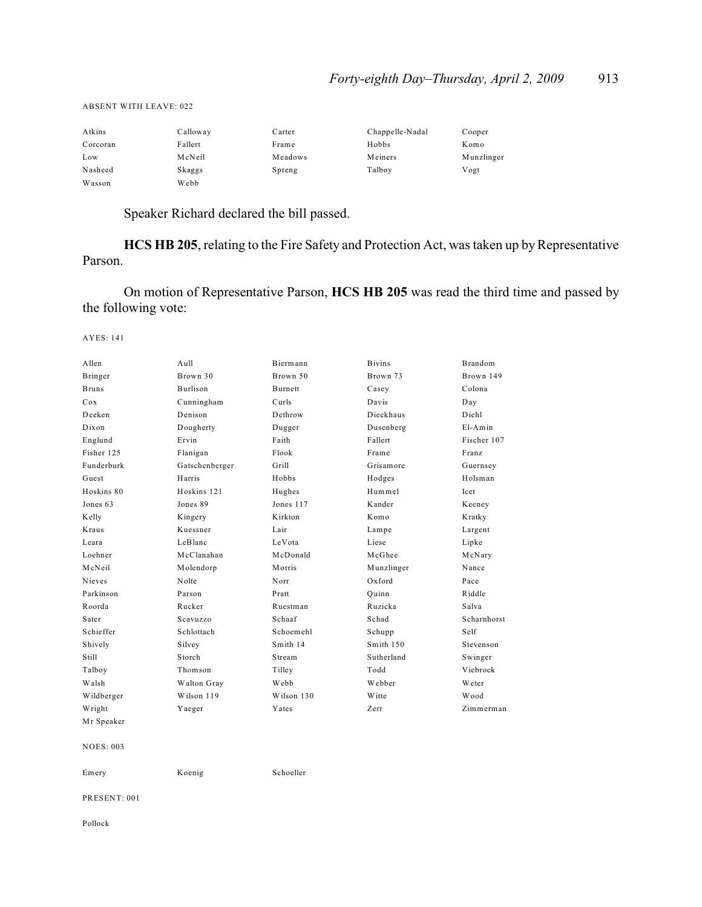ABSENT WITH LEAVE: 022

| | | | | |
|---|---|---|---|---|
| Atkins | Calloway | Carter | Chappelle-Nadal | Cooper |
| Corcoran | Fallert | Frame | Hobbs | Komo |
| Low | McNeil | Meadows | Meiners | Munzlinger |
| Nasheed | Skaggs | Spreng | Talboy | Vogt |
| Wasson | Webb | | | |

Speaker Richard declared the bill passed.

**HCS HB 205**, relating to the Fire Safety and Protection Act, was taken up by Representative Parson.

On motion of Representative Parson, **HCS HB 205** was read the third time and passed by the following vote:

AYES: 141

| | | | | |
|---|---|---|---|---|
| Allen | Aull | Biermann | Bivins | Brandom |
| Bringer | Brown 30 | Brown 50 | Brown 73 | Brown 149 |
| Bruns | Burlison | Burnett | Casey | Colona |
| Cox | Cunningham | Curls | Davis | Day |
| Deeken | Denison | Dethrow | Dieckhaus | Diehl |
| Dixon | Dougherty | Dugger | Dusenberg | El-Amin |
| Englund | Ervin | Faith | Fallert | Fischer 107 |
| Fisher 125 | Flanigan | Flook | Frame | Franz |
| Funderburk | Gatschenberger | Grill | Grisamore | Guernsey |
| Guest | Harris | Hobbs | Hodges | Holsman |
| Hoskins 80 | Hoskins 121 | Hughes | Hummel | Icet |
| Jones 63 | Jones 89 | Jones 117 | Kander | Keeney |
| Kelly | Kingery | Kirkton | Komo | Kratky |
| Kraus | Kuessner | Lair | Lampe | Largent |
| Leara | LeBlanc | LeVota | Liese | Lipke |
| Loehner | McClanahan | McDonald | McGhee | McNary |
| McNeil | Molendorp | Morris | Munzlinger | Nance |
| Nieves | Nolte | Norr | Oxford | Pace |
| Parkinson | Parson | Pratt | Quinn | Riddle |
| Roorda | Rucker | Ruestman | Ruzicka | Salva |
| Sater | Scavuzzo | Schaaf | Schad | Scharnhorst |
| Schieffer | Schlottach | Schoemehl | Schupp | Self |
| Shively | Silvey | Smith 14 | Smith 150 | Stevenson |
| Still | Storch | Stream | Sutherland | Swinger |
| Talboy | Thomson | Tilley | Todd | Viebrock |
| Walsh | Walton Gray | Webb | Webber | Weter |
| Wildberger | Wilson 119 | Wilson 130 | Witte | Wood |
| Wright | Yaeger | Yates | Zerr | Zimmerman |
| Mr Speaker | | | | |

NOES: 003

| | | |
|---|---|---|
| Emery | Koenig | Schoeller |

PRESENT: 001

Pollock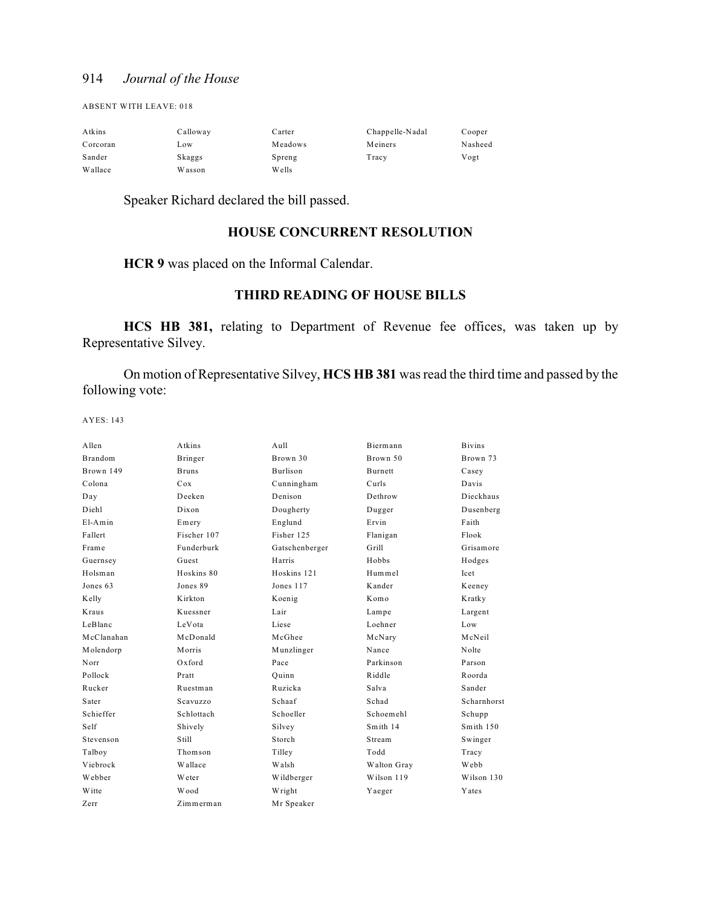ABSENT WITH LEAVE: 018

| | | | | |
|---|---|---|---|---|
| Atkins | Calloway | Carter | Chappelle-Nadal | Cooper |
| Corcoran | Low | Meadows | Meiners | Nasheed |
| Sander | Skaggs | Spreng | Tracy | Vogt |
| Wallace | Wasson | Wells | | |

Speaker Richard declared the bill passed.

## HOUSE CONCURRENT RESOLUTION

**HCR 9** was placed on the Informal Calendar.

## THIRD READING OF HOUSE BILLS

**HCS HB 381,** relating to Department of Revenue fee offices, was taken up by Representative Silvey.

On motion of Representative Silvey, **HCS HB 381** was read the third time and passed by the following vote:

AYES: 143

| | | | | |
|---|---|---|---|---|
| Allen | Atkins | Aull | Biermann | Bivins |
| Brandom | Bringer | Brown 30 | Brown 50 | Brown 73 |
| Brown 149 | Bruns | Burlison | Burnett | Casey |
| Colona | Cox | Cunningham | Curls | Davis |
| Day | Deeken | Denison | Dethrow | Dieckhaus |
| Diehl | Dixon | Dougherty | Dugger | Dusenberg |
| El-Amin | Emery | Englund | Ervin | Faith |
| Fallert | Fischer 107 | Fisher 125 | Flanigan | Flook |
| Frame | Funderburk | Gatschenberger | Grill | Grisamore |
| Guernsey | Guest | Harris | Hobbs | Hodges |
| Holsman | Hoskins 80 | Hoskins 121 | Hummel | Icet |
| Jones 63 | Jones 89 | Jones 117 | Kander | Keeney |
| Kelly | Kirkton | Koenig | Komo | Kratky |
| Kraus | Kuessner | Lair | Lampe | Largent |
| LeBlanc | LeVota | Liese | Loehner | Low |
| McClanahan | McDonald | McGhee | McNary | McNeil |
| Molendorp | Morris | Munzlinger | Nance | Nolte |
| Norr | Oxford | Pace | Parkinson | Parson |
| Pollock | Pratt | Quinn | Riddle | Roorda |
| Rucker | Ruestman | Ruzicka | Salva | Sander |
| Sater | Scavuzzo | Schaaf | Schad | Scharnhorst |
| Schieffer | Schlottach | Schoeller | Schoemehl | Schupp |
| Self | Shively | Silvey | Smith 14 | Smith 150 |
| Stevenson | Still | Storch | Stream | Swinger |
| Talboy | Thomson | Tilley | Todd | Tracy |
| Viebrock | Wallace | Walsh | Walton Gray | Webb |
| Webber | Weter | Wildberger | Wilson 119 | Wilson 130 |
| Witte | Wood | Wright | Yaeger | Yates |
| Zerr | Zimmerman | Mr Speaker | | |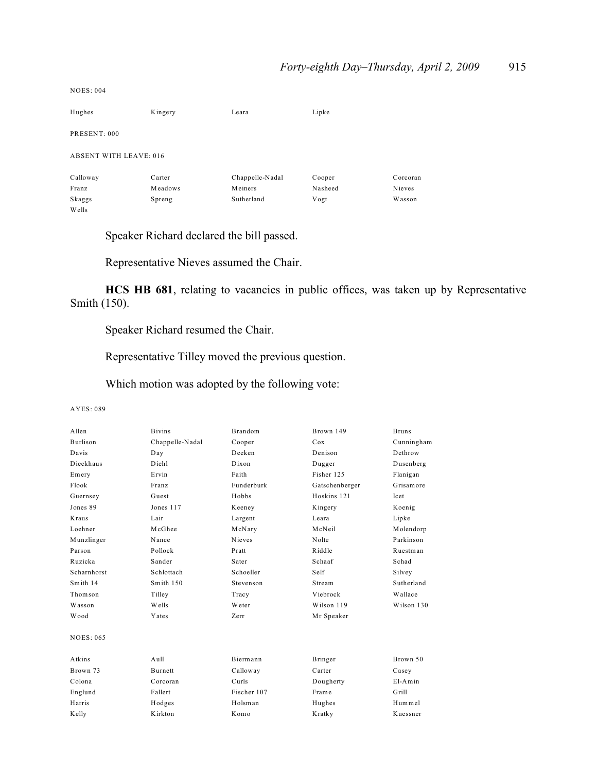NOES: 004

| | | | | |
|---|---|---|---|---|
| Hughes | Kingery | Leara | Lipke | |

PRESENT: 000

ABSENT WITH LEAVE: 016

| | | | | |
|---|---|---|---|---|
| Calloway | Carter | Chappelle-Nadal | Cooper | Corcoran |
| Franz | Meadows | Meiners | Nasheed | Nieves |
| Skaggs | Spreng | Sutherland | Vogt | Wasson |
| Wells | | | | |

Speaker Richard declared the bill passed.

Representative Nieves assumed the Chair.

**HCS HB 681**, relating to vacancies in public offices, was taken up by Representative Smith (150).

Speaker Richard resumed the Chair.

Representative Tilley moved the previous question.

Which motion was adopted by the following vote:

AYES: 089

| | | | | |
|---|---|---|---|---|
| Allen | Bivins | Brandom | Brown 149 | Bruns |
| Burlison | Chappelle-Nadal | Cooper | Cox | Cunningham |
| Davis | Day | Deeken | Denison | Dethrow |
| Dieckhaus | Diehl | Dixon | Dugger | Dusenberg |
| Emery | Ervin | Faith | Fisher 125 | Flanigan |
| Flook | Franz | Funderburk | Gatschenberger | Grisamore |
| Guernsey | Guest | Hobbs | Hoskins 121 | Icet |
| Jones 89 | Jones 117 | Keeney | Kingery | Koenig |
| Kraus | Lair | Largent | Leara | Lipke |
| Loehner | McGhee | McNary | McNeil | Molendorp |
| Munzlinger | Nance | Nieves | Nolte | Parkinson |
| Parson | Pollock | Pratt | Riddle | Ruestman |
| Ruzicka | Sander | Sater | Schaaf | Schad |
| Scharnhorst | Schlottach | Schoeller | Self | Silvey |
| Smith 14 | Smith 150 | Stevenson | Stream | Sutherland |
| Thomson | Tilley | Tracy | Viebrock | Wallace |
| Wasson | Wells | Weter | Wilson 119 | Wilson 130 |
| Wood | Yates | Zerr | Mr Speaker | |

NOES: 065

| | | | | |
|---|---|---|---|---|
| Atkins | Aull | Biermann | Bringer | Brown 50 |
| Brown 73 | Burnett | Calloway | Carter | Casey |
| Colona | Corcoran | Curls | Dougherty | El-Amin |
| Englund | Fallert | Fischer 107 | Frame | Grill |
| Harris | Hodges | Holsman | Hughes | Hummel |
| Kelly | Kirkton | Komo | Kratky | Kuessner |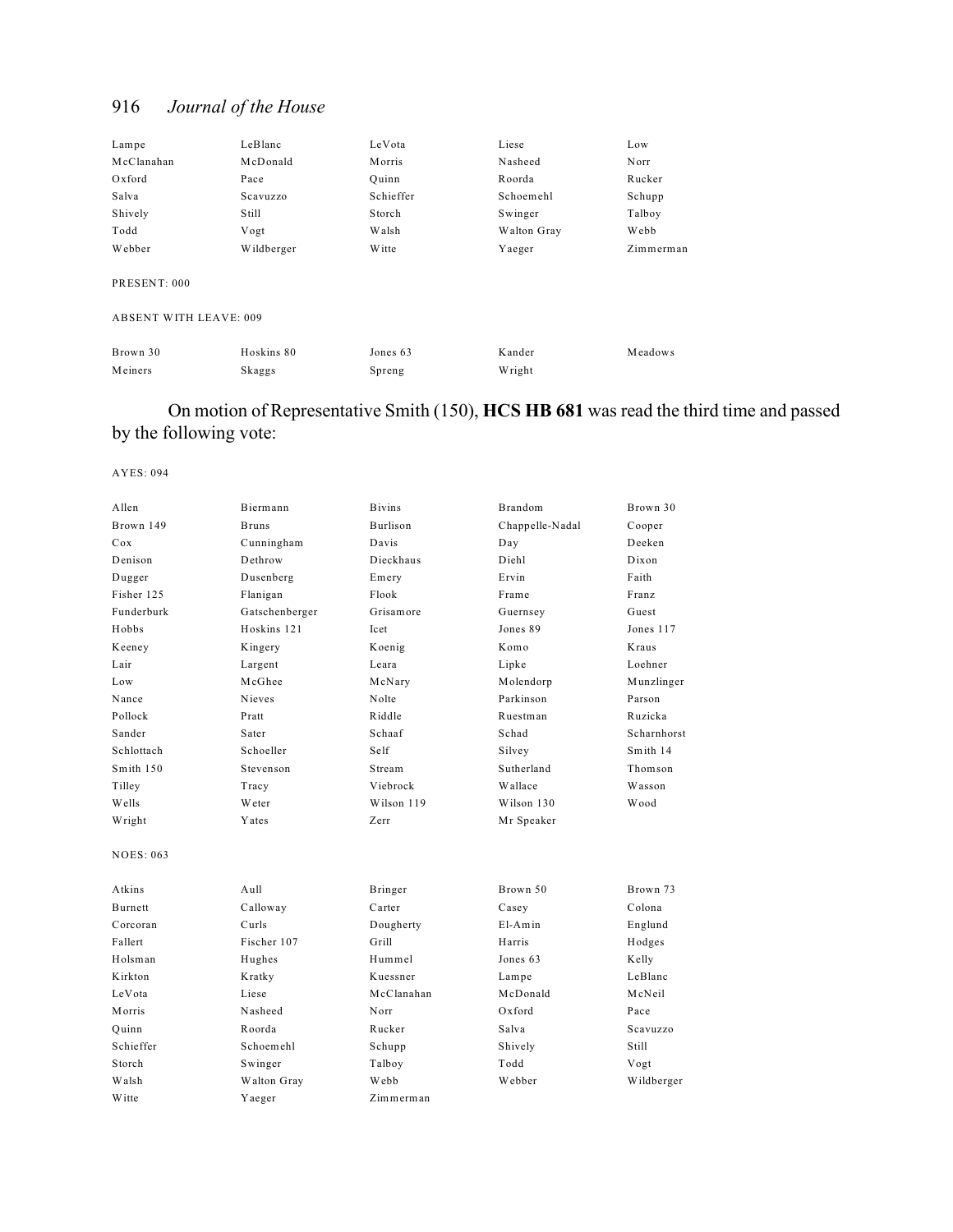| Lampe | LeBlanc | LeVota | Liese | Low |
|---|---|---|---|---|
| McClanahan | McDonald | Morris | Nasheed | Norr |
| Oxford | Pace | Quinn | Roorda | Rucker |
| Salva | Scavuzzo | Schieffer | Schoemehl | Schupp |
| Shively | Still | Storch | Swinger | Talboy |
| Todd | Vogt | Walsh | Walton Gray | Webb |
| Webber | Wildberger | Witte | Yaeger | Zimmerman |

PRESENT: 000

ABSENT WITH LEAVE: 009

| Brown 30 | Hoskins 80 | Jones 63 | Kander | Meadows |
|---|---|---|---|---|
| Meiners | Skaggs | Spreng | Wright | |

On motion of Representative Smith (150), **HCS HB 681** was read the third time and passed by the following vote:

AYES: 094

| Allen | Biermann | Bivins | Brandom | Brown 30 |
|---|---|---|---|---|
| Brown 149 | Bruns | Burlison | Chappelle-Nadal | Cooper |
| Cox | Cunningham | Davis | Day | Deeken |
| Denison | Dethrow | Dieckhaus | Diehl | Dixon |
| Dugger | Dusenberg | Emery | Ervin | Faith |
| Fisher 125 | Flanigan | Flook | Frame | Franz |
| Funderburk | Gatschenberger | Grisamore | Guernsey | Guest |
| Hobbs | Hoskins 121 | Icet | Jones 89 | Jones 117 |
| Keeney | Kingery | Koenig | Komo | Kraus |
| Lair | Largent | Leara | Lipke | Loehner |
| Low | McGhee | McNary | Molendorp | Munzlinger |
| Nance | Nieves | Nolte | Parkinson | Parson |
| Pollock | Pratt | Riddle | Ruestman | Ruzicka |
| Sander | Sater | Schaaf | Schad | Scharnhorst |
| Schlottach | Schoeller | Self | Silvey | Smith 14 |
| Smith 150 | Stevenson | Stream | Sutherland | Thomson |
| Tilley | Tracy | Viebrock | Wallace | Wasson |
| Wells | Weter | Wilson 119 | Wilson 130 | Wood |
| Wright | Yates | Zerr | Mr Speaker | |

NOES: 063

| Atkins | Aull | Bringer | Brown 50 | Brown 73 |
|---|---|---|---|---|
| Burnett | Calloway | Carter | Casey | Colona |
| Corcoran | Curls | Dougherty | El-Amin | Englund |
| Fallert | Fischer 107 | Grill | Harris | Hodges |
| Holsman | Hughes | Hummel | Jones 63 | Kelly |
| Kirkton | Kratky | Kuessner | Lampe | LeBlanc |
| LeVota | Liese | McClanahan | McDonald | McNeil |
| Morris | Nasheed | Norr | Oxford | Pace |
| Quinn | Roorda | Rucker | Salva | Scavuzzo |
| Schieffer | Schoemehl | Schupp | Shively | Still |
| Storch | Swinger | Talboy | Todd | Vogt |
| Walsh | Walton Gray | Webb | Webber | Wildberger |
| Witte | Yaeger | Zimmerman | | |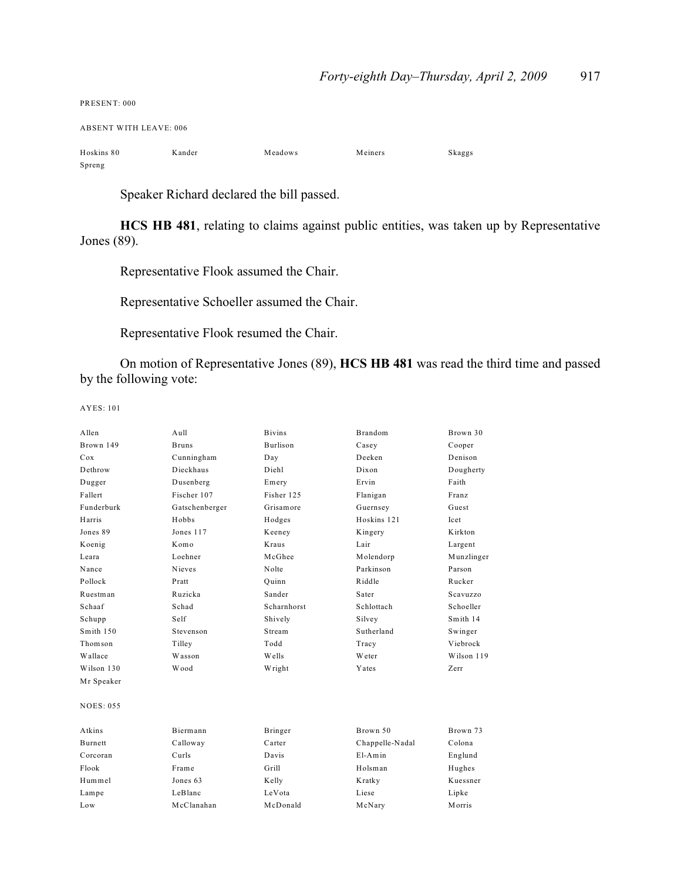PRESENT: 000

ABSENT WITH LEAVE: 006

| | | | | |
|---|---|---|---|---|
| Hoskins 80 | Kander | Meadows | Meiners | Skaggs |
| Spreng | | | | |

Speaker Richard declared the bill passed.

**HCS HB 481**, relating to claims against public entities, was taken up by Representative Jones (89).

Representative Flook assumed the Chair.

Representative Schoeller assumed the Chair.

Representative Flook resumed the Chair.

On motion of Representative Jones (89), **HCS HB 481** was read the third time and passed by the following vote:

AYES: 101

| | | | | |
|---|---|---|---|---|
| Allen | Aull | Bivins | Brandom | Brown 30 |
| Brown 149 | Bruns | Burlison | Casey | Cooper |
| Cox | Cunningham | Day | Deeken | Denison |
| Dethrow | Dieckhaus | Diehl | Dixon | Dougherty |
| Dugger | Dusenberg | Emery | Ervin | Faith |
| Fallert | Fischer 107 | Fisher 125 | Flanigan | Franz |
| Funderburk | Gatschenberger | Grisamore | Guernsey | Guest |
| Harris | Hobbs | Hodges | Hoskins 121 | Icet |
| Jones 89 | Jones 117 | Keeney | Kingery | Kirkton |
| Koenig | Komo | Kraus | Lair | Largent |
| Leara | Loehner | McGhee | Molendorp | Munzlinger |
| Nance | Nieves | Nolte | Parkinson | Parson |
| Pollock | Pratt | Quinn | Riddle | Rucker |
| Ruestman | Ruzicka | Sander | Sater | Scavuzzo |
| Schaaf | Schad | Scharnhorst | Schlottach | Schoeller |
| Schupp | Self | Shively | Silvey | Smith 14 |
| Smith 150 | Stevenson | Stream | Sutherland | Swinger |
| Thomson | Tilley | Todd | Tracy | Viebrock |
| Wallace | Wasson | Wells | Weter | Wilson 119 |
| Wilson 130 | Wood | Wright | Yates | Zerr |
| Mr Speaker | | | | |

NOES: 055

| | | | | |
|---|---|---|---|---|
| Atkins | Biermann | Bringer | Brown 50 | Brown 73 |
| Burnett | Calloway | Carter | Chappelle-Nadal | Colona |
| Corcoran | Curls | Davis | El-Amin | Englund |
| Flook | Frame | Grill | Holsman | Hughes |
| Hummel | Jones 63 | Kelly | Kratky | Kuessner |
| Lampe | LeBlanc | LeVota | Liese | Lipke |
| Low | McClanahan | McDonald | McNary | Morris |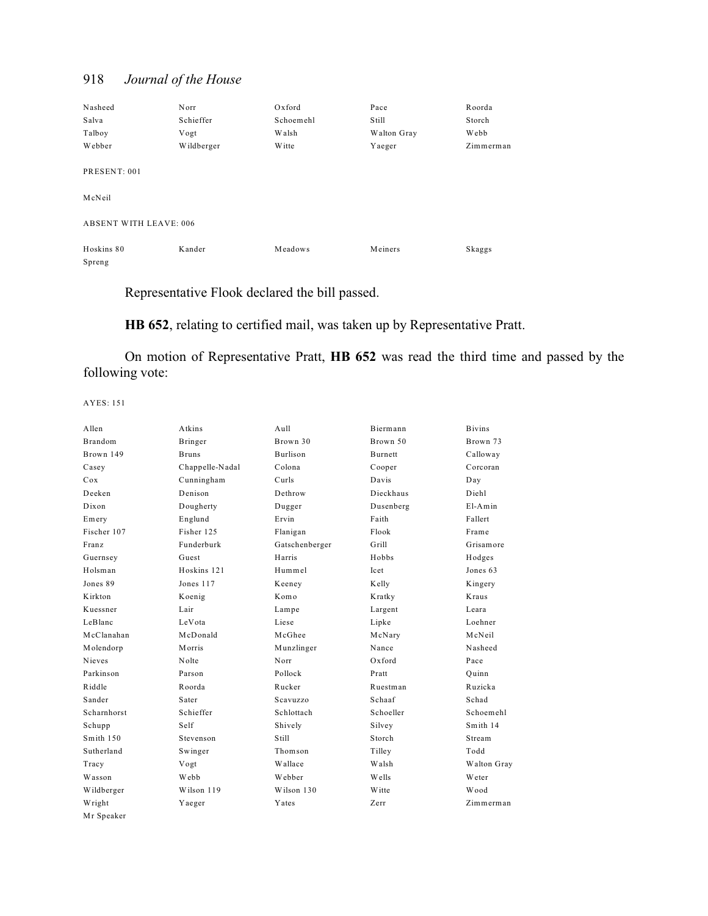| | | | | |
|---|---|---|---|---|
| Nasheed | Norr | Oxford | Pace | Roorda |
| Salva | Schieffer | Schoemehl | Still | Storch |
| Talboy | Vogt | Walsh | Walton Gray | Webb |
| Webber | Wildberger | Witte | Yaeger | Zimmerman |

PRESENT: 001

McNeil

ABSENT WITH LEAVE: 006

| | | | | |
|---|---|---|---|---|
| Hoskins 80 | Kander | Meadows | Meiners | Skaggs |
| Spreng | | | | |

Representative Flook declared the bill passed.

**HB 652**, relating to certified mail, was taken up by Representative Pratt.

On motion of Representative Pratt, **HB 652** was read the third time and passed by the following vote:

AYES: 151

| | | | | |
|---|---|---|---|---|
| Allen | Atkins | Aull | Biermann | Bivins |
| Brandom | Bringer | Brown 30 | Brown 50 | Brown 73 |
| Brown 149 | Bruns | Burlison | Burnett | Calloway |
| Casey | Chappelle-Nadal | Colona | Cooper | Corcoran |
| Cox | Cunningham | Curls | Davis | Day |
| Deeken | Denison | Dethrow | Dieckhaus | Diehl |
| Dixon | Dougherty | Dugger | Dusenberg | El-Amin |
| Emery | Englund | Ervin | Faith | Fallert |
| Fischer 107 | Fisher 125 | Flanigan | Flook | Frame |
| Franz | Funderburk | Gatschenberger | Grill | Grisamore |
| Guernsey | Guest | Harris | Hobbs | Hodges |
| Holsman | Hoskins 121 | Hummel | Icet | Jones 63 |
| Jones 89 | Jones 117 | Keeney | Kelly | Kingery |
| Kirkton | Koenig | Komo | Kratky | Kraus |
| Kuessner | Lair | Lampe | Largent | Leara |
| LeBlanc | LeVota | Liese | Lipke | Loehner |
| McClanahan | McDonald | McGhee | McNary | McNeil |
| Molendorp | Morris | Munzlinger | Nance | Nasheed |
| Nieves | Nolte | Norr | Oxford | Pace |
| Parkinson | Parson | Pollock | Pratt | Quinn |
| Riddle | Roorda | Rucker | Ruestman | Ruzicka |
| Sander | Sater | Scavuzzo | Schaaf | Schad |
| Scharnhorst | Schieffer | Schlottach | Schoeller | Schoemehl |
| Schupp | Self | Shively | Silvey | Smith 14 |
| Smith 150 | Stevenson | Still | Storch | Stream |
| Sutherland | Swinger | Thomson | Tilley | Todd |
| Tracy | Vogt | Wallace | Walsh | Walton Gray |
| Wasson | Webb | Webber | Wells | Weter |
| Wildberger | Wilson 119 | Wilson 130 | Witte | Wood |
| Wright | Yaeger | Yates | Zerr | Zimmerman |
| Mr Speaker | | | | |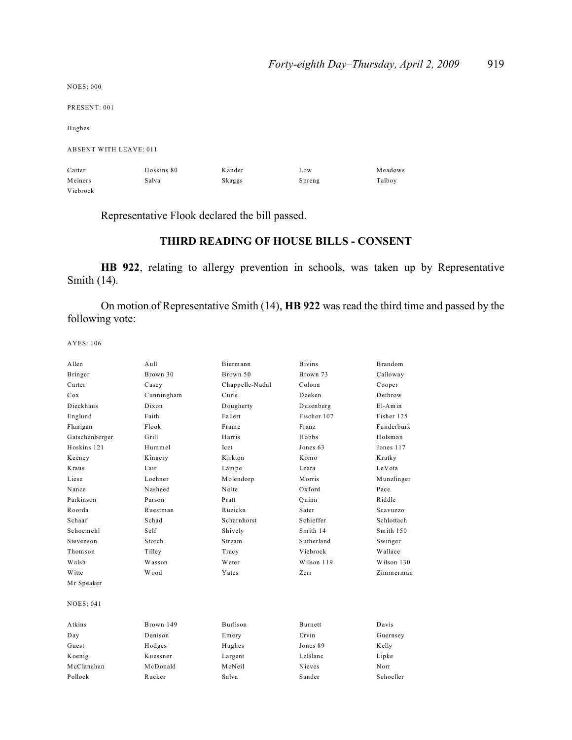NOES: 000

PRESENT: 001

Hughes

ABSENT WITH LEAVE: 011

| | | | | |
|---|---|---|---|---|
| Carter | Hoskins 80 | Kander | Low | Meadows |
| Meiners | Salva | Skaggs | Spreng | Talboy |
| Viebrock | | | | |

Representative Flook declared the bill passed.

## THIRD READING OF HOUSE BILLS - CONSENT

**HB 922**, relating to allergy prevention in schools, was taken up by Representative Smith (14).

On motion of Representative Smith (14), **HB 922** was read the third time and passed by the following vote:

AYES: 106

| | | | | |
|---|---|---|---|---|
| Allen | Aull | Biermann | Bivins | Brandom |
| Bringer | Brown 30 | Brown 50 | Brown 73 | Calloway |
| Carter | Casey | Chappelle-Nadal | Colona | Cooper |
| Cox | Cunningham | Curls | Deeken | Dethrow |
| Dieckhaus | Dixon | Dougherty | Dusenberg | El-Amin |
| Englund | Faith | Fallert | Fischer 107 | Fisher 125 |
| Flanigan | Flook | Frame | Franz | Funderburk |
| Gatschenberger | Grill | Harris | Hobbs | Holsman |
| Hoskins 121 | Hummel | Icet | Jones 63 | Jones 117 |
| Keeney | Kingery | Kirkton | Komo | Kratky |
| Kraus | Lair | Lampe | Leara | LeVota |
| Liese | Loehner | Molendorp | Morris | Munzlinger |
| Nance | Nasheed | Nolte | Oxford | Pace |
| Parkinson | Parson | Pratt | Quinn | Riddle |
| Roorda | Ruestman | Ruzicka | Sater | Scavuzzo |
| Schaaf | Schad | Scharnhorst | Schieffer | Schlottach |
| Schoemehl | Self | Shively | Smith 14 | Smith 150 |
| Stevenson | Storch | Stream | Sutherland | Swinger |
| Thomson | Tilley | Tracy | Viebrock | Wallace |
| Walsh | Wasson | Weter | Wilson 119 | Wilson 130 |
| Witte | Wood | Yates | Zerr | Zimmerman |
| Mr Speaker | | | | |

NOES: 041

| | | | | |
|---|---|---|---|---|
| Atkins | Brown 149 | Burlison | Burnett | Davis |
| Day | Denison | Emery | Ervin | Guernsey |
| Guest | Hodges | Hughes | Jones 89 | Kelly |
| Koenig | Kuessner | Largent | LeBlanc | Lipke |
| McClanahan | McDonald | McNeil | Nieves | Norr |
| Pollock | Rucker | Salva | Sander | Schoeller |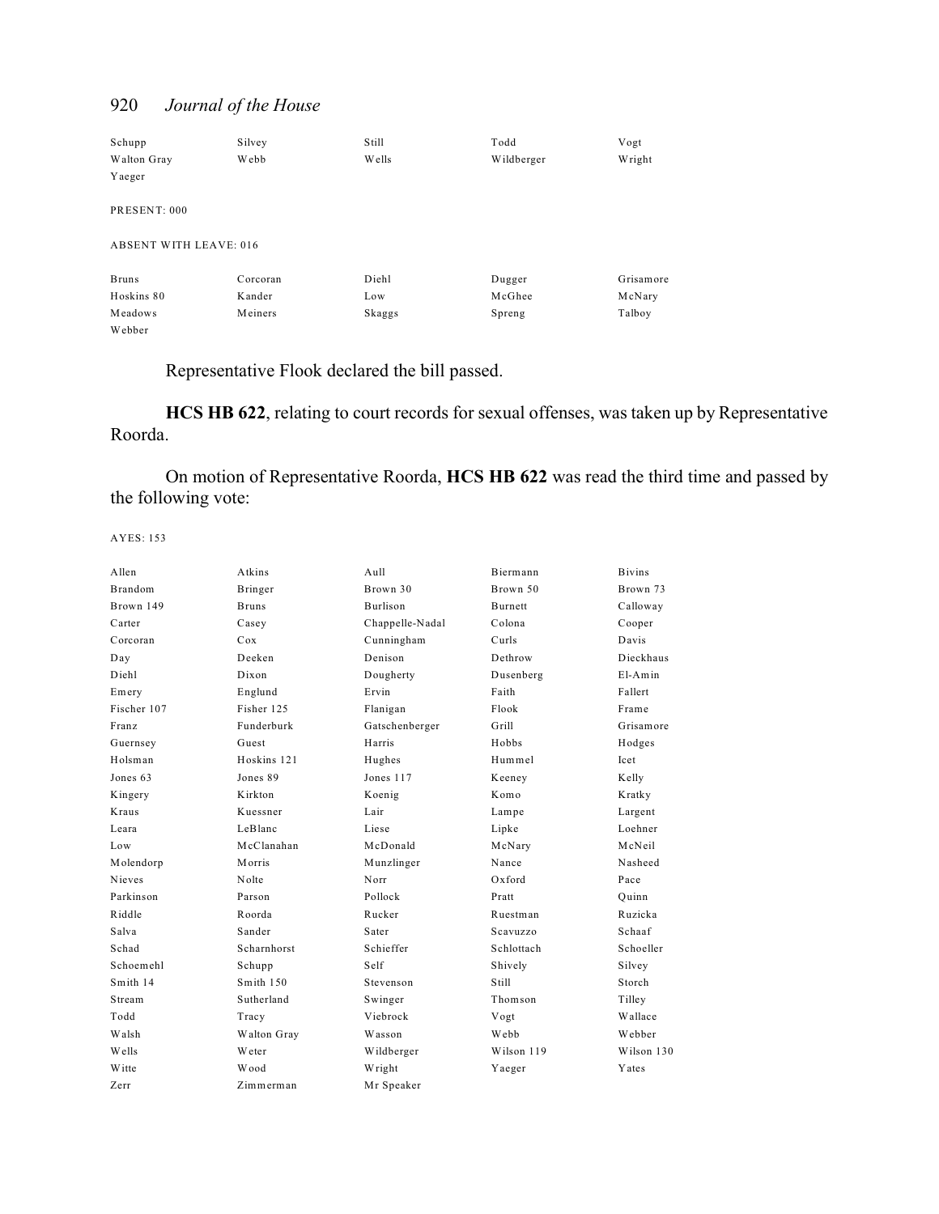| | | | | |
|---|---|---|---|---|
| Schupp | Silvey | Still | Todd | Vogt |
| Walton Gray | Webb | Wells | Wildberger | Wright |
| Yaeger | | | | |

PRESENT: 000

ABSENT WITH LEAVE: 016

| | | | | |
|---|---|---|---|---|
| Bruns | Corcoran | Diehl | Dugger | Grisamore |
| Hoskins 80 | Kander | Low | McGhee | McNary |
| Meadows | Meiners | Skaggs | Spreng | Talboy |
| Webber | | | | |

Representative Flook declared the bill passed.

**HCS HB 622**, relating to court records for sexual offenses, was taken up by Representative Roorda.

On motion of Representative Roorda, **HCS HB 622** was read the third time and passed by the following vote:

AYES: 153

| | | | | |
|---|---|---|---|---|
| Allen | Atkins | Aull | Biermann | Bivins |
| Brandom | Bringer | Brown 30 | Brown 50 | Brown 73 |
| Brown 149 | Bruns | Burlison | Burnett | Calloway |
| Carter | Casey | Chappelle-Nadal | Colona | Cooper |
| Corcoran | Cox | Cunningham | Curls | Davis |
| Day | Deeken | Denison | Dethrow | Dieckhaus |
| Diehl | Dixon | Dougherty | Dusenberg | El-Amin |
| Emery | Englund | Ervin | Faith | Fallert |
| Fischer 107 | Fisher 125 | Flanigan | Flook | Frame |
| Franz | Funderburk | Gatschenberger | Grill | Grisamore |
| Guernsey | Guest | Harris | Hobbs | Hodges |
| Holsman | Hoskins 121 | Hughes | Hummel | Icet |
| Jones 63 | Jones 89 | Jones 117 | Keeney | Kelly |
| Kingery | Kirkton | Koenig | Komo | Kratky |
| Kraus | Kuessner | Lair | Lampe | Largent |
| Leara | LeBlanc | Liese | Lipke | Loehner |
| Low | McClanahan | McDonald | McNary | McNeil |
| Molendorp | Morris | Munzlinger | Nance | Nasheed |
| Nieves | Nolte | Norr | Oxford | Pace |
| Parkinson | Parson | Pollock | Pratt | Quinn |
| Riddle | Roorda | Rucker | Ruestman | Ruzicka |
| Salva | Sander | Sater | Scavuzzo | Schaaf |
| Schad | Scharnhorst | Schieffer | Schlottach | Schoeller |
| Schoemehl | Schupp | Self | Shively | Silvey |
| Smith 14 | Smith 150 | Stevenson | Still | Storch |
| Stream | Sutherland | Swinger | Thomson | Tilley |
| Todd | Tracy | Viebrock | Vogt | Wallace |
| Walsh | Walton Gray | Wasson | Webb | Webber |
| Wells | Weter | Wildberger | Wilson 119 | Wilson 130 |
| Witte | Wood | Wright | Yaeger | Yates |
| Zerr | Zimmerman | Mr Speaker | | |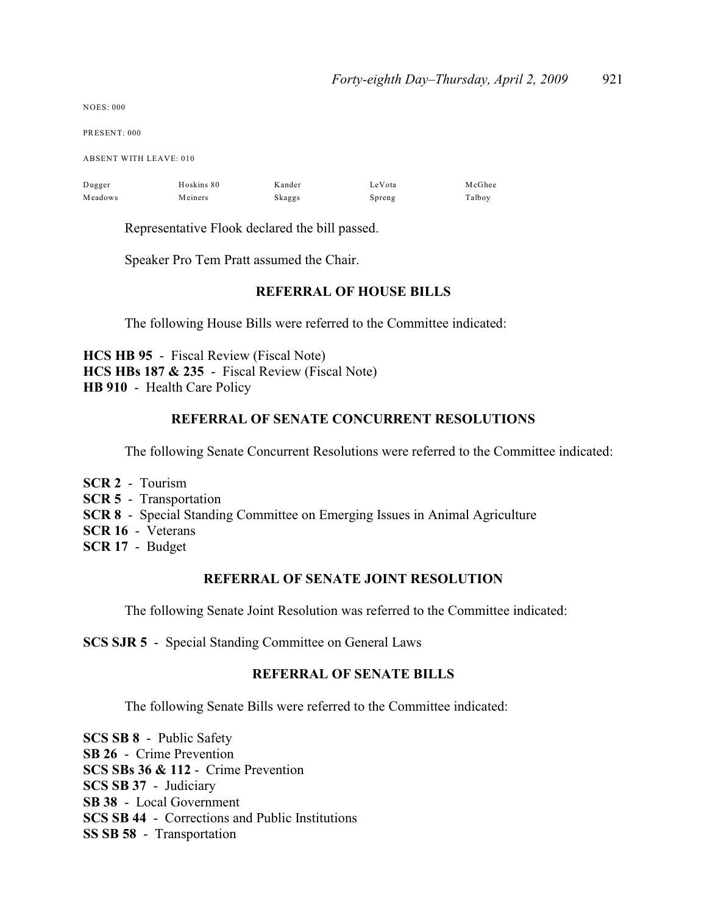NOES: 000

PRESENT: 000

ABSENT WITH LEAVE: 010

| | | | | |
|---|---|---|---|---|
| Dugger | Hoskins 80 | Kander | LeVota | McGhee |
| Meadows | Meiners | Skaggs | Spreng | Talboy |

Representative Flook declared the bill passed.

Speaker Pro Tem Pratt assumed the Chair.

## REFERRAL OF HOUSE BILLS

The following House Bills were referred to the Committee indicated:

**HCS HB 95** - Fiscal Review (Fiscal Note)
**HCS HBs 187 & 235** - Fiscal Review (Fiscal Note)
**HB 910** - Health Care Policy

## REFERRAL OF SENATE CONCURRENT RESOLUTIONS

The following Senate Concurrent Resolutions were referred to the Committee indicated:

**SCR 2** - Tourism
**SCR 5** - Transportation
**SCR 8** - Special Standing Committee on Emerging Issues in Animal Agriculture
**SCR 16** - Veterans
**SCR 17** - Budget

## REFERRAL OF SENATE JOINT RESOLUTION

The following Senate Joint Resolution was referred to the Committee indicated:

**SCS SJR 5** - Special Standing Committee on General Laws

## REFERRAL OF SENATE BILLS

The following Senate Bills were referred to the Committee indicated:

**SCS SB 8** - Public Safety
**SB 26** - Crime Prevention
**SCS SBs 36 & 112** - Crime Prevention
**SCS SB 37** - Judiciary
**SB 38** - Local Government
**SCS SB 44** - Corrections and Public Institutions
**SS SB 58** - Transportation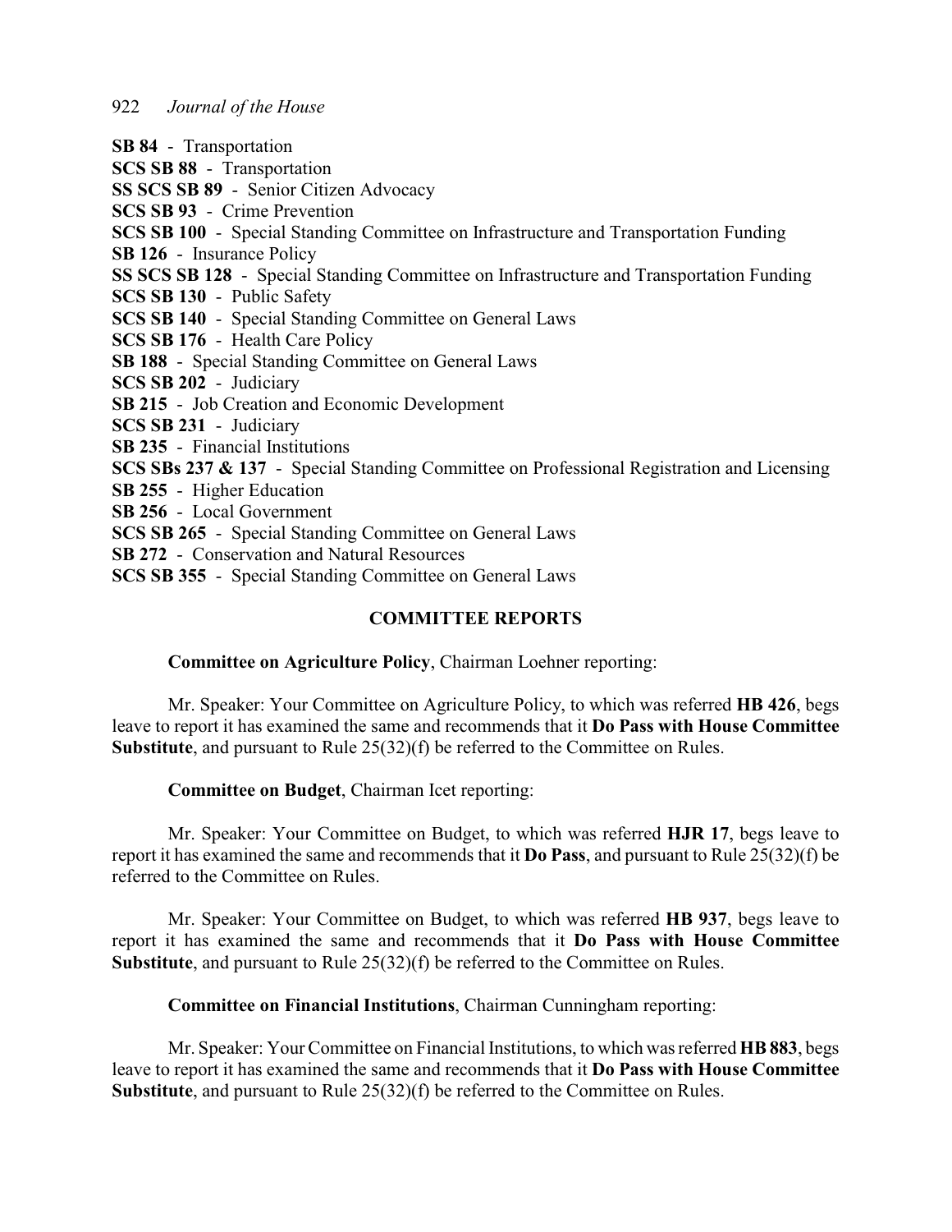**SB 84** - Transportation
**SCS SB 88** - Transportation
**SS SCS SB 89** - Senior Citizen Advocacy
**SCS SB 93** - Crime Prevention
**SCS SB 100** - Special Standing Committee on Infrastructure and Transportation Funding
**SB 126** - Insurance Policy
**SS SCS SB 128** - Special Standing Committee on Infrastructure and Transportation Funding
**SCS SB 130** - Public Safety
**SCS SB 140** - Special Standing Committee on General Laws
**SCS SB 176** - Health Care Policy
**SB 188** - Special Standing Committee on General Laws
**SCS SB 202** - Judiciary
**SB 215** - Job Creation and Economic Development
**SCS SB 231** - Judiciary
**SB 235** - Financial Institutions
**SCS SBs 237 & 137** - Special Standing Committee on Professional Registration and Licensing
**SB 255** - Higher Education
**SB 256** - Local Government
**SCS SB 265** - Special Standing Committee on General Laws
**SB 272** - Conservation and Natural Resources
**SCS SB 355** - Special Standing Committee on General Laws

## COMMITTEE REPORTS

**Committee on Agriculture Policy**, Chairman Loehner reporting:

Mr. Speaker: Your Committee on Agriculture Policy, to which was referred **HB 426**, begs leave to report it has examined the same and recommends that it **Do Pass with House Committee Substitute**, and pursuant to Rule 25(32)(f) be referred to the Committee on Rules.

**Committee on Budget**, Chairman Icet reporting:

Mr. Speaker: Your Committee on Budget, to which was referred **HJR 17**, begs leave to report it has examined the same and recommends that it **Do Pass**, and pursuant to Rule 25(32)(f) be referred to the Committee on Rules.

Mr. Speaker: Your Committee on Budget, to which was referred **HB 937**, begs leave to report it has examined the same and recommends that it **Do Pass with House Committee Substitute**, and pursuant to Rule 25(32)(f) be referred to the Committee on Rules.

**Committee on Financial Institutions**, Chairman Cunningham reporting:

Mr. Speaker: Your Committee on Financial Institutions, to which was referred **HB 883**, begs leave to report it has examined the same and recommends that it **Do Pass with House Committee Substitute**, and pursuant to Rule 25(32)(f) be referred to the Committee on Rules.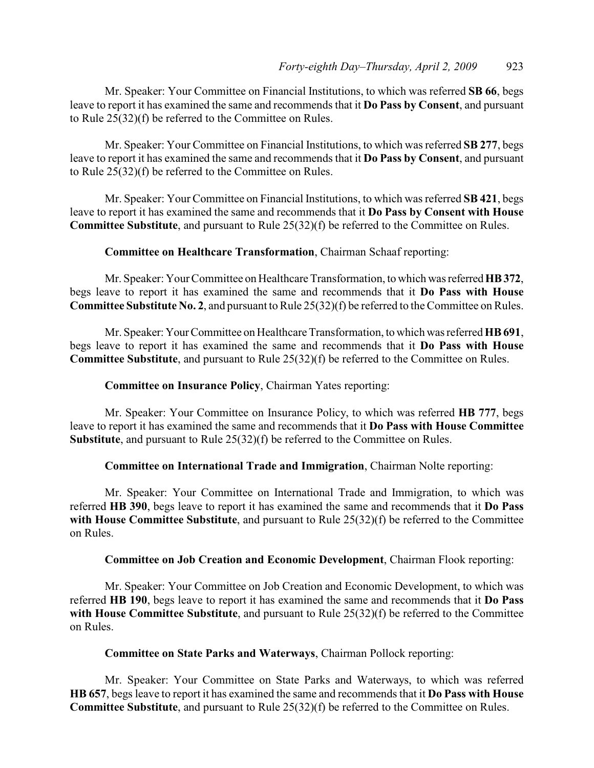Mr. Speaker: Your Committee on Financial Institutions, to which was referred **SB 66**, begs leave to report it has examined the same and recommends that it **Do Pass by Consent**, and pursuant to Rule 25(32)(f) be referred to the Committee on Rules.

Mr. Speaker: Your Committee on Financial Institutions, to which was referred **SB 277**, begs leave to report it has examined the same and recommends that it **Do Pass by Consent**, and pursuant to Rule 25(32)(f) be referred to the Committee on Rules.

Mr. Speaker: Your Committee on Financial Institutions, to which was referred **SB 421**, begs leave to report it has examined the same and recommends that it **Do Pass by Consent with House Committee Substitute**, and pursuant to Rule 25(32)(f) be referred to the Committee on Rules.

**Committee on Healthcare Transformation**, Chairman Schaaf reporting:

Mr. Speaker: Your Committee on Healthcare Transformation, to which was referred **HB 372**, begs leave to report it has examined the same and recommends that it **Do Pass with House Committee Substitute No. 2**, and pursuant to Rule 25(32)(f) be referred to the Committee on Rules.

Mr. Speaker: Your Committee on Healthcare Transformation, to which was referred **HB 691**, begs leave to report it has examined the same and recommends that it **Do Pass with House Committee Substitute**, and pursuant to Rule 25(32)(f) be referred to the Committee on Rules.

**Committee on Insurance Policy**, Chairman Yates reporting:

Mr. Speaker: Your Committee on Insurance Policy, to which was referred **HB 777**, begs leave to report it has examined the same and recommends that it **Do Pass with House Committee Substitute**, and pursuant to Rule 25(32)(f) be referred to the Committee on Rules.

**Committee on International Trade and Immigration**, Chairman Nolte reporting:

Mr. Speaker: Your Committee on International Trade and Immigration, to which was referred **HB 390**, begs leave to report it has examined the same and recommends that it **Do Pass with House Committee Substitute**, and pursuant to Rule 25(32)(f) be referred to the Committee on Rules.

**Committee on Job Creation and Economic Development**, Chairman Flook reporting:

Mr. Speaker: Your Committee on Job Creation and Economic Development, to which was referred **HB 190**, begs leave to report it has examined the same and recommends that it **Do Pass with House Committee Substitute**, and pursuant to Rule 25(32)(f) be referred to the Committee on Rules.

**Committee on State Parks and Waterways**, Chairman Pollock reporting:

Mr. Speaker: Your Committee on State Parks and Waterways, to which was referred **HB 657**, begs leave to report it has examined the same and recommends that it **Do Pass with House Committee Substitute**, and pursuant to Rule 25(32)(f) be referred to the Committee on Rules.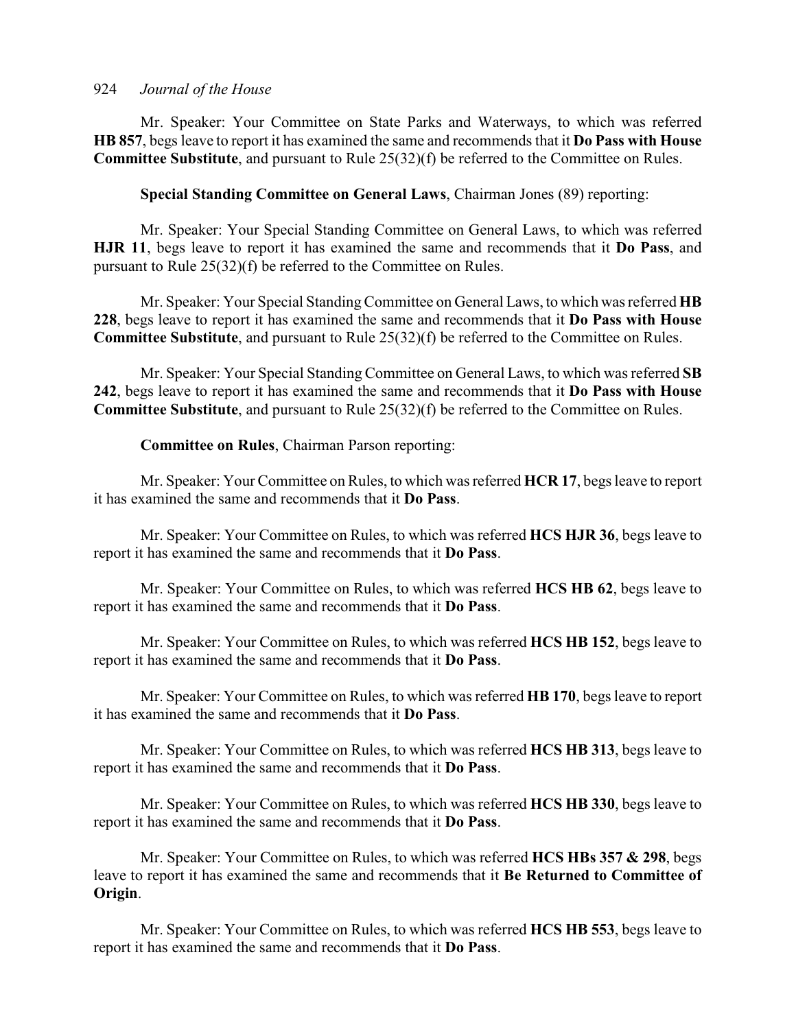Mr. Speaker: Your Committee on State Parks and Waterways, to which was referred **HB 857**, begs leave to report it has examined the same and recommends that it **Do Pass with House Committee Substitute**, and pursuant to Rule 25(32)(f) be referred to the Committee on Rules.

**Special Standing Committee on General Laws**, Chairman Jones (89) reporting:

Mr. Speaker: Your Special Standing Committee on General Laws, to which was referred **HJR 11**, begs leave to report it has examined the same and recommends that it **Do Pass**, and pursuant to Rule 25(32)(f) be referred to the Committee on Rules.

Mr. Speaker: Your Special Standing Committee on General Laws, to which was referred **HB 228**, begs leave to report it has examined the same and recommends that it **Do Pass with House Committee Substitute**, and pursuant to Rule 25(32)(f) be referred to the Committee on Rules.

Mr. Speaker: Your Special Standing Committee on General Laws, to which was referred **SB 242**, begs leave to report it has examined the same and recommends that it **Do Pass with House Committee Substitute**, and pursuant to Rule 25(32)(f) be referred to the Committee on Rules.

**Committee on Rules**, Chairman Parson reporting:

Mr. Speaker: Your Committee on Rules, to which was referred **HCR 17**, begs leave to report it has examined the same and recommends that it **Do Pass**.

Mr. Speaker: Your Committee on Rules, to which was referred **HCS HJR 36**, begs leave to report it has examined the same and recommends that it **Do Pass**.

Mr. Speaker: Your Committee on Rules, to which was referred **HCS HB 62**, begs leave to report it has examined the same and recommends that it **Do Pass**.

Mr. Speaker: Your Committee on Rules, to which was referred **HCS HB 152**, begs leave to report it has examined the same and recommends that it **Do Pass**.

Mr. Speaker: Your Committee on Rules, to which was referred **HB 170**, begs leave to report it has examined the same and recommends that it **Do Pass**.

Mr. Speaker: Your Committee on Rules, to which was referred **HCS HB 313**, begs leave to report it has examined the same and recommends that it **Do Pass**.

Mr. Speaker: Your Committee on Rules, to which was referred **HCS HB 330**, begs leave to report it has examined the same and recommends that it **Do Pass**.

Mr. Speaker: Your Committee on Rules, to which was referred **HCS HBs 357 & 298**, begs leave to report it has examined the same and recommends that it **Be Returned to Committee of Origin**.

Mr. Speaker: Your Committee on Rules, to which was referred **HCS HB 553**, begs leave to report it has examined the same and recommends that it **Do Pass**.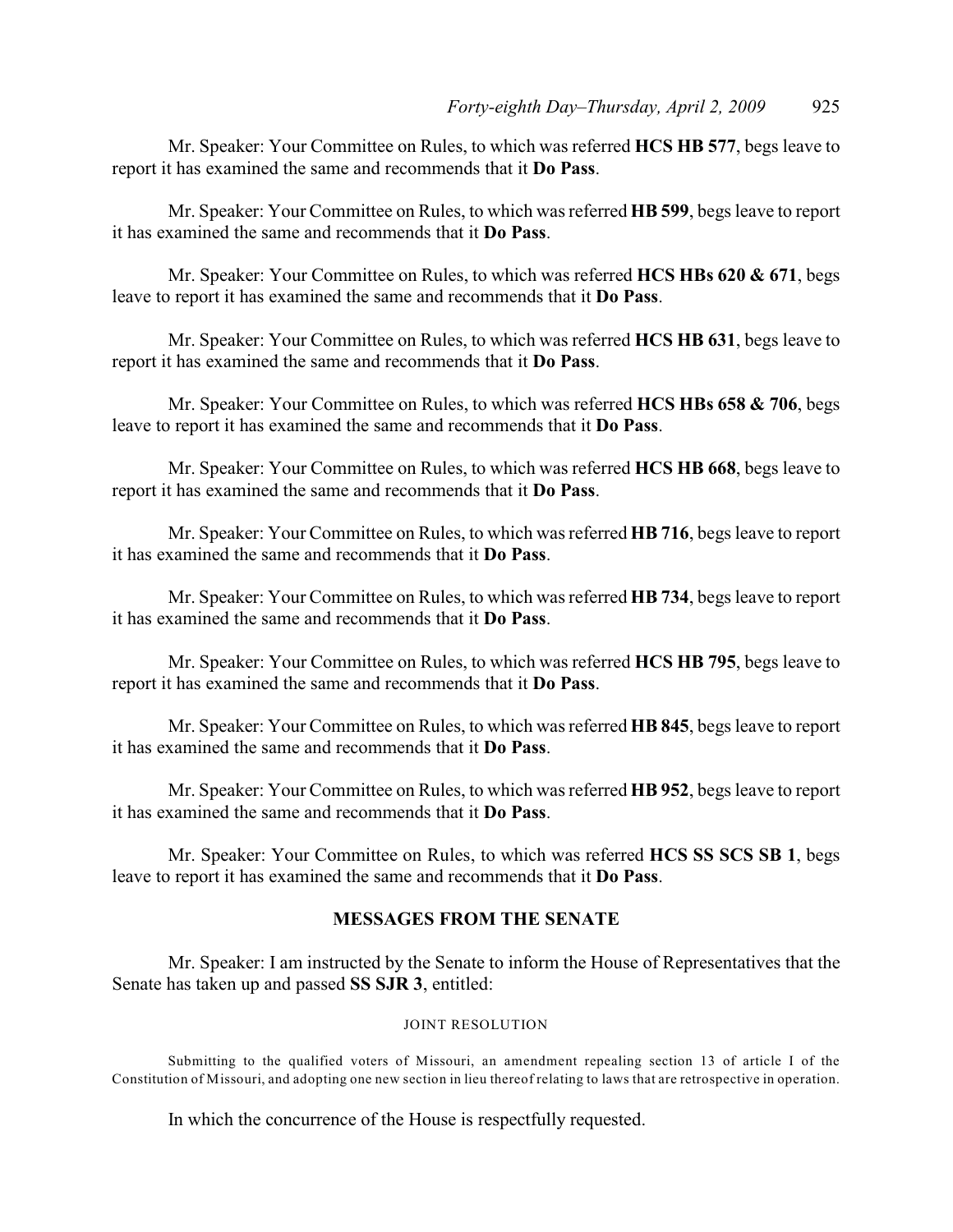Mr. Speaker: Your Committee on Rules, to which was referred **HCS HB 577**, begs leave to report it has examined the same and recommends that it **Do Pass**.

Mr. Speaker: Your Committee on Rules, to which was referred **HB 599**, begs leave to report it has examined the same and recommends that it **Do Pass**.

Mr. Speaker: Your Committee on Rules, to which was referred **HCS HBs 620 & 671**, begs leave to report it has examined the same and recommends that it **Do Pass**.

Mr. Speaker: Your Committee on Rules, to which was referred **HCS HB 631**, begs leave to report it has examined the same and recommends that it **Do Pass**.

Mr. Speaker: Your Committee on Rules, to which was referred **HCS HBs 658 & 706**, begs leave to report it has examined the same and recommends that it **Do Pass**.

Mr. Speaker: Your Committee on Rules, to which was referred **HCS HB 668**, begs leave to report it has examined the same and recommends that it **Do Pass**.

Mr. Speaker: Your Committee on Rules, to which was referred **HB 716**, begs leave to report it has examined the same and recommends that it **Do Pass**.

Mr. Speaker: Your Committee on Rules, to which was referred **HB 734**, begs leave to report it has examined the same and recommends that it **Do Pass**.

Mr. Speaker: Your Committee on Rules, to which was referred **HCS HB 795**, begs leave to report it has examined the same and recommends that it **Do Pass**.

Mr. Speaker: Your Committee on Rules, to which was referred **HB 845**, begs leave to report it has examined the same and recommends that it **Do Pass**.

Mr. Speaker: Your Committee on Rules, to which was referred **HB 952**, begs leave to report it has examined the same and recommends that it **Do Pass**.

Mr. Speaker: Your Committee on Rules, to which was referred **HCS SS SCS SB 1**, begs leave to report it has examined the same and recommends that it **Do Pass**.

## MESSAGES FROM THE SENATE

Mr. Speaker: I am instructed by the Senate to inform the House of Representatives that the Senate has taken up and passed **SS SJR 3**, entitled:

JOINT RESOLUTION

Submitting to the qualified voters of Missouri, an amendment repealing section 13 of article I of the Constitution of Missouri, and adopting one new section in lieu thereof relating to laws that are retrospective in operation.

In which the concurrence of the House is respectfully requested.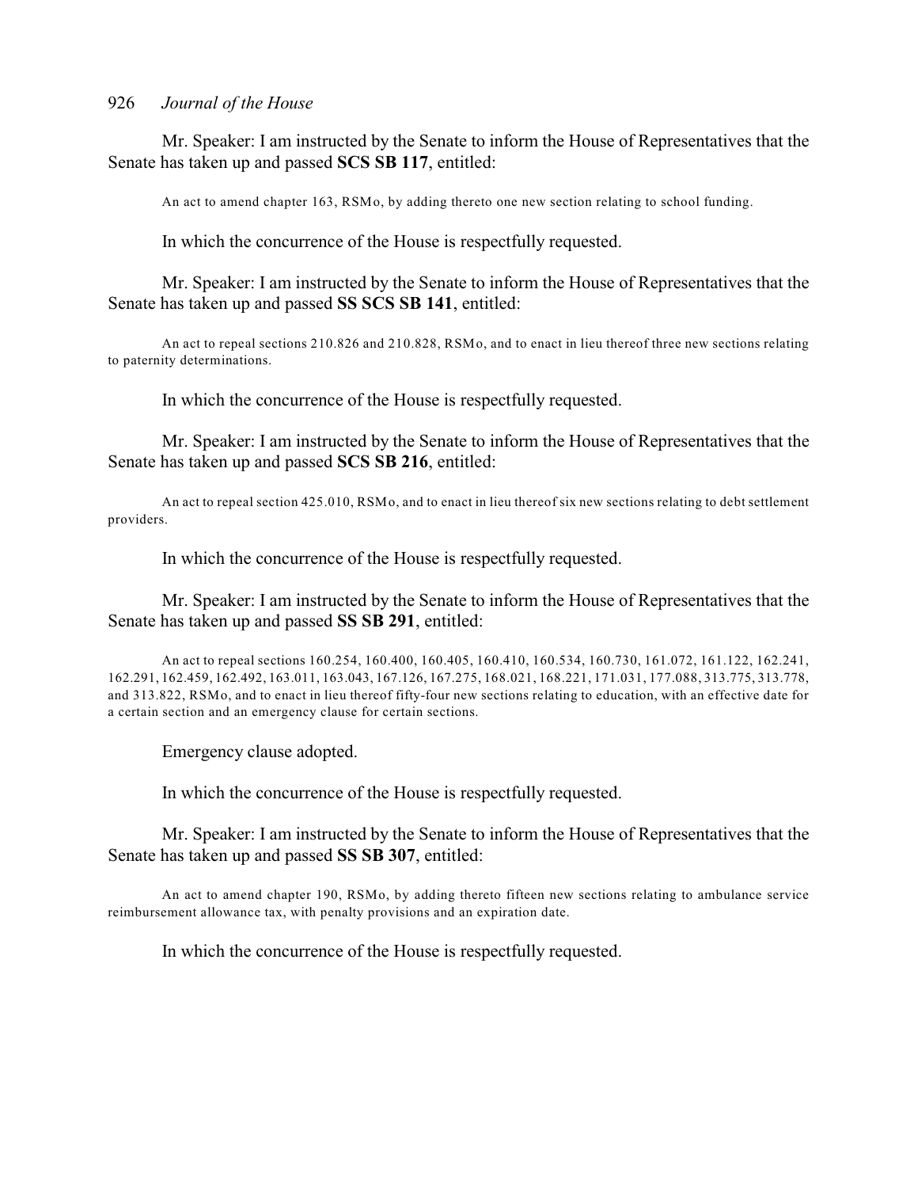Mr. Speaker: I am instructed by the Senate to inform the House of Representatives that the Senate has taken up and passed **SCS SB 117**, entitled:

An act to amend chapter 163, RSMo, by adding thereto one new section relating to school funding.

In which the concurrence of the House is respectfully requested.

Mr. Speaker: I am instructed by the Senate to inform the House of Representatives that the Senate has taken up and passed **SS SCS SB 141**, entitled:

An act to repeal sections 210.826 and 210.828, RSMo, and to enact in lieu thereof three new sections relating to paternity determinations.

In which the concurrence of the House is respectfully requested.

Mr. Speaker: I am instructed by the Senate to inform the House of Representatives that the Senate has taken up and passed **SCS SB 216**, entitled:

An act to repeal section 425.010, RSMo, and to enact in lieu thereof six new sections relating to debt settlement providers.

In which the concurrence of the House is respectfully requested.

Mr. Speaker: I am instructed by the Senate to inform the House of Representatives that the Senate has taken up and passed **SS SB 291**, entitled:

An act to repeal sections 160.254, 160.400, 160.405, 160.410, 160.534, 160.730, 161.072, 161.122, 162.241, 162.291, 162.459, 162.492, 163.011, 163.043, 167.126, 167.275, 168.021, 168.221, 171.031, 177.088, 313.775, 313.778, and 313.822, RSMo, and to enact in lieu thereof fifty-four new sections relating to education, with an effective date for a certain section and an emergency clause for certain sections.

Emergency clause adopted.

In which the concurrence of the House is respectfully requested.

Mr. Speaker: I am instructed by the Senate to inform the House of Representatives that the Senate has taken up and passed **SS SB 307**, entitled:

An act to amend chapter 190, RSMo, by adding thereto fifteen new sections relating to ambulance service reimbursement allowance tax, with penalty provisions and an expiration date.

In which the concurrence of the House is respectfully requested.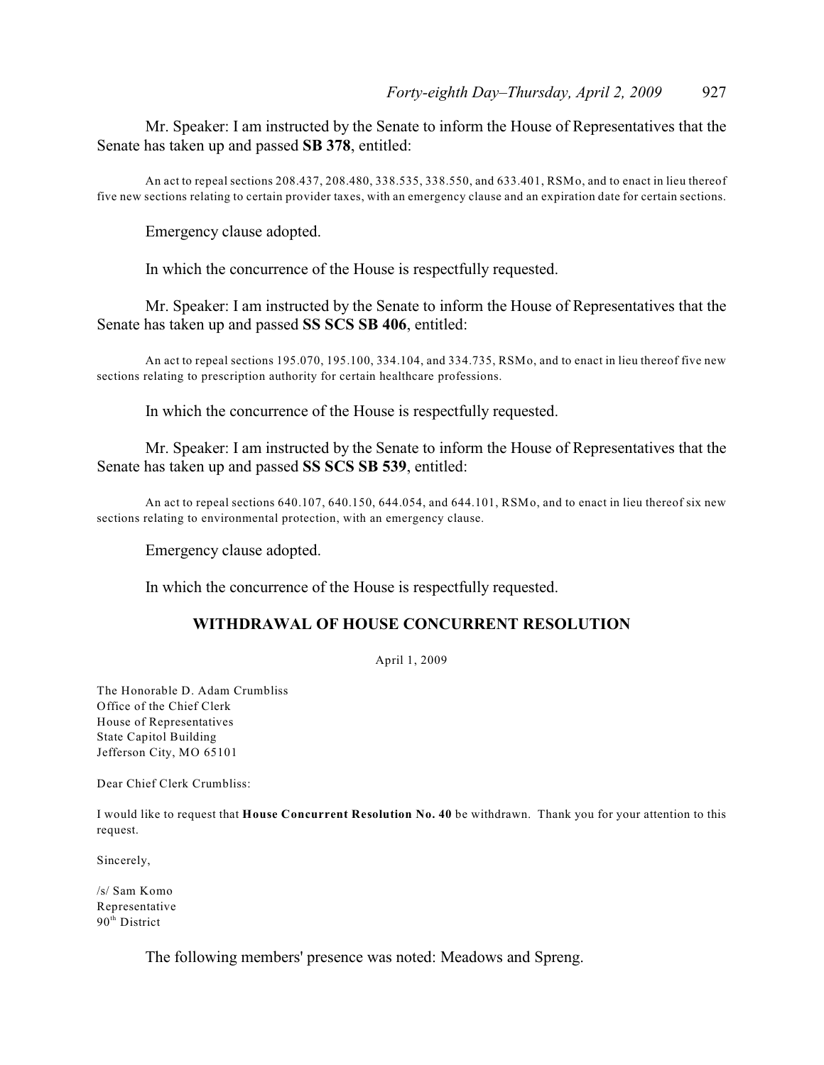Mr. Speaker: I am instructed by the Senate to inform the House of Representatives that the Senate has taken up and passed **SB 378**, entitled:

An act to repeal sections 208.437, 208.480, 338.535, 338.550, and 633.401, RSMo, and to enact in lieu thereof five new sections relating to certain provider taxes, with an emergency clause and an expiration date for certain sections.

Emergency clause adopted.

In which the concurrence of the House is respectfully requested.

Mr. Speaker: I am instructed by the Senate to inform the House of Representatives that the Senate has taken up and passed **SS SCS SB 406**, entitled:

An act to repeal sections 195.070, 195.100, 334.104, and 334.735, RSMo, and to enact in lieu thereof five new sections relating to prescription authority for certain healthcare professions.

In which the concurrence of the House is respectfully requested.

Mr. Speaker: I am instructed by the Senate to inform the House of Representatives that the Senate has taken up and passed **SS SCS SB 539**, entitled:

An act to repeal sections 640.107, 640.150, 644.054, and 644.101, RSMo, and to enact in lieu thereof six new sections relating to environmental protection, with an emergency clause.

Emergency clause adopted.

In which the concurrence of the House is respectfully requested.

## WITHDRAWAL OF HOUSE CONCURRENT RESOLUTION

April 1, 2009

The Honorable D. Adam Crumbliss
Office of the Chief Clerk
House of Representatives
State Capitol Building
Jefferson City, MO 65101

Dear Chief Clerk Crumbliss:

I would like to request that **House Concurrent Resolution No. 40** be withdrawn. Thank you for your attention to this request.

Sincerely,

/s/ Sam Komo
Representative
90th District

The following members' presence was noted: Meadows and Spreng.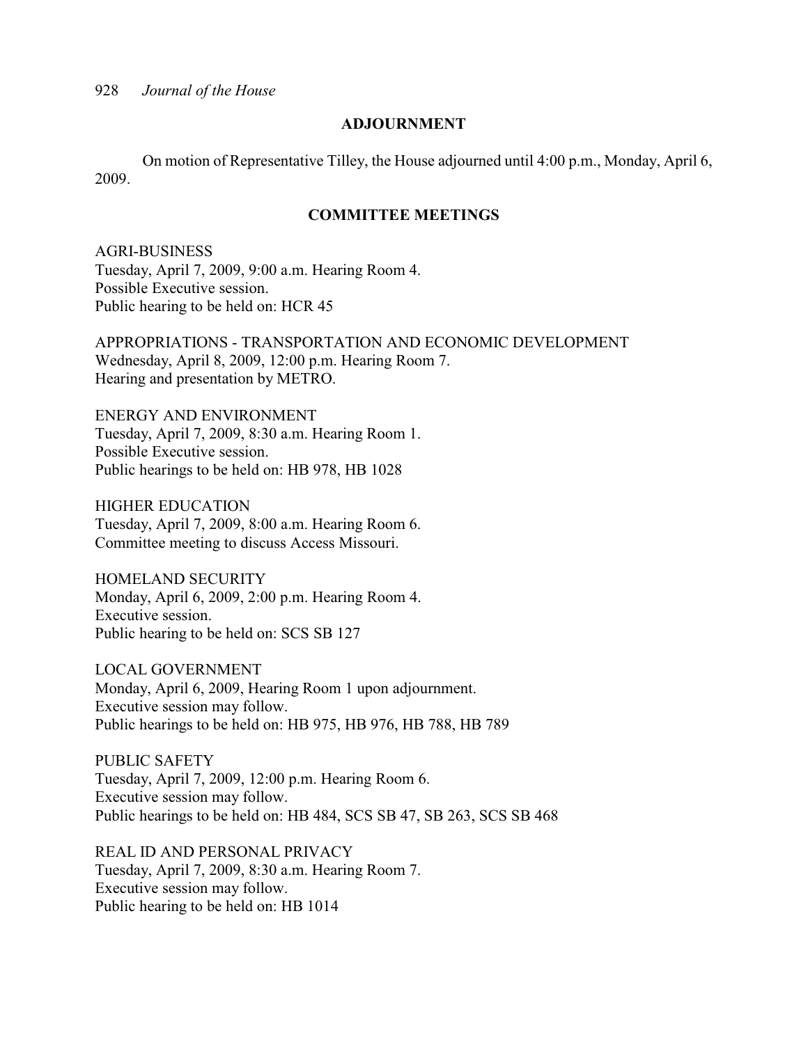## ADJOURNMENT

On motion of Representative Tilley, the House adjourned until 4:00 p.m., Monday, April 6, 2009.

## COMMITTEE MEETINGS

AGRI-BUSINESS
Tuesday, April 7, 2009, 9:00 a.m. Hearing Room 4.
Possible Executive session.
Public hearing to be held on: HCR 45

APPROPRIATIONS - TRANSPORTATION AND ECONOMIC DEVELOPMENT
Wednesday, April 8, 2009, 12:00 p.m. Hearing Room 7.
Hearing and presentation by METRO.

ENERGY AND ENVIRONMENT
Tuesday, April 7, 2009, 8:30 a.m. Hearing Room 1.
Possible Executive session.
Public hearings to be held on: HB 978, HB 1028

HIGHER EDUCATION
Tuesday, April 7, 2009, 8:00 a.m. Hearing Room 6.
Committee meeting to discuss Access Missouri.

HOMELAND SECURITY
Monday, April 6, 2009, 2:00 p.m. Hearing Room 4.
Executive session.
Public hearing to be held on: SCS SB 127

LOCAL GOVERNMENT
Monday, April 6, 2009, Hearing Room 1 upon adjournment.
Executive session may follow.
Public hearings to be held on: HB 975, HB 976, HB 788, HB 789

PUBLIC SAFETY
Tuesday, April 7, 2009, 12:00 p.m. Hearing Room 6.
Executive session may follow.
Public hearings to be held on: HB 484, SCS SB 47, SB 263, SCS SB 468

REAL ID AND PERSONAL PRIVACY
Tuesday, April 7, 2009, 8:30 a.m. Hearing Room 7.
Executive session may follow.
Public hearing to be held on: HB 1014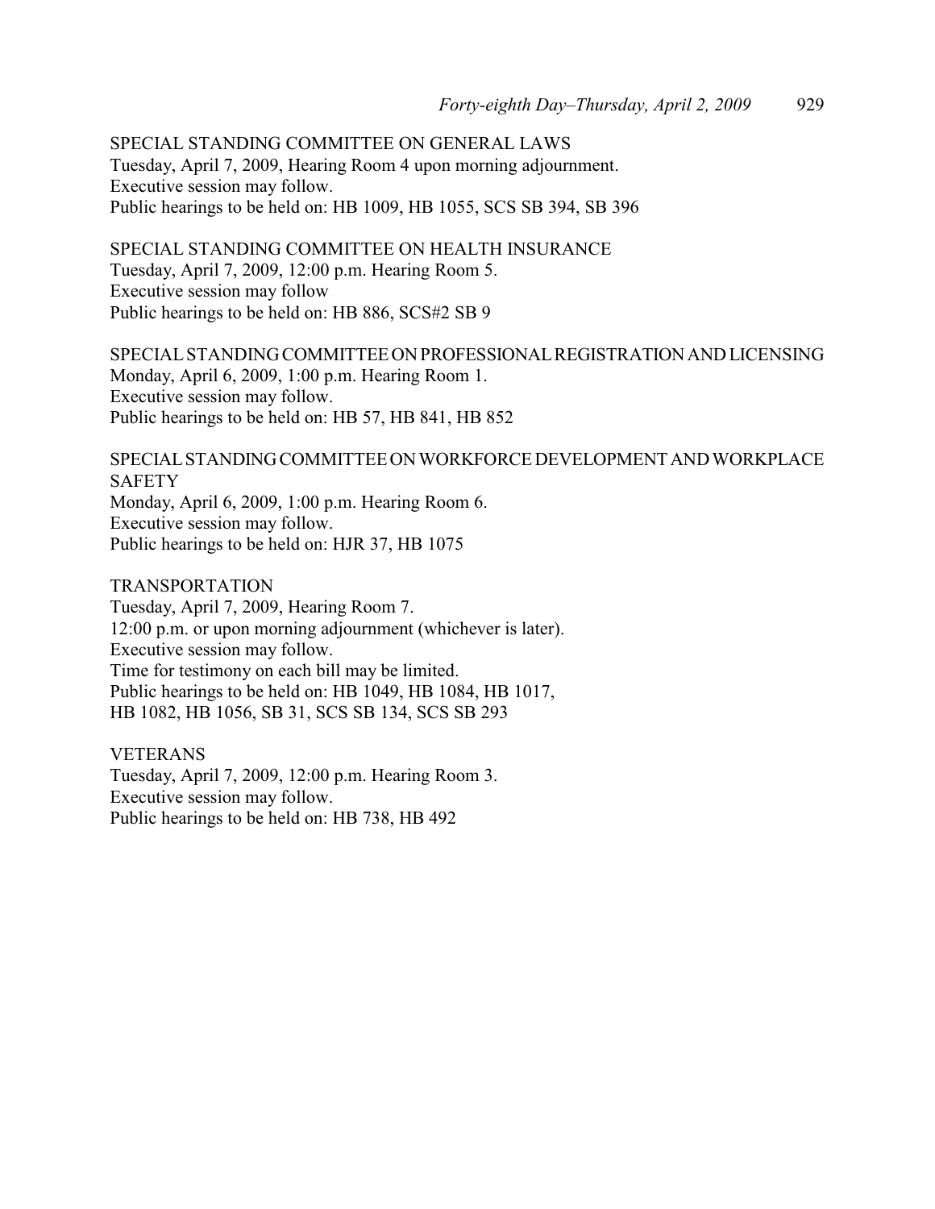SPECIAL STANDING COMMITTEE ON GENERAL LAWS
Tuesday, April 7, 2009, Hearing Room 4 upon morning adjournment.
Executive session may follow.
Public hearings to be held on: HB 1009, HB 1055, SCS SB 394, SB 396

SPECIAL STANDING COMMITTEE ON HEALTH INSURANCE
Tuesday, April 7, 2009, 12:00 p.m. Hearing Room 5.
Executive session may follow
Public hearings to be held on: HB 886, SCS#2 SB 9

SPECIAL STANDING COMMITTEE ON PROFESSIONAL REGISTRATION AND LICENSING
Monday, April 6, 2009, 1:00 p.m. Hearing Room 1.
Executive session may follow.
Public hearings to be held on: HB 57, HB 841, HB 852

SPECIAL STANDING COMMITTEE ON WORKFORCE DEVELOPMENT AND WORKPLACE SAFETY
Monday, April 6, 2009, 1:00 p.m. Hearing Room 6.
Executive session may follow.
Public hearings to be held on: HJR 37, HB 1075

TRANSPORTATION
Tuesday, April 7, 2009, Hearing Room 7.
12:00 p.m. or upon morning adjournment (whichever is later).
Executive session may follow.
Time for testimony on each bill may be limited.
Public hearings to be held on: HB 1049, HB 1084, HB 1017,
HB 1082, HB 1056, SB 31, SCS SB 134, SCS SB 293

VETERANS
Tuesday, April 7, 2009, 12:00 p.m. Hearing Room 3.
Executive session may follow.
Public hearings to be held on: HB 738, HB 492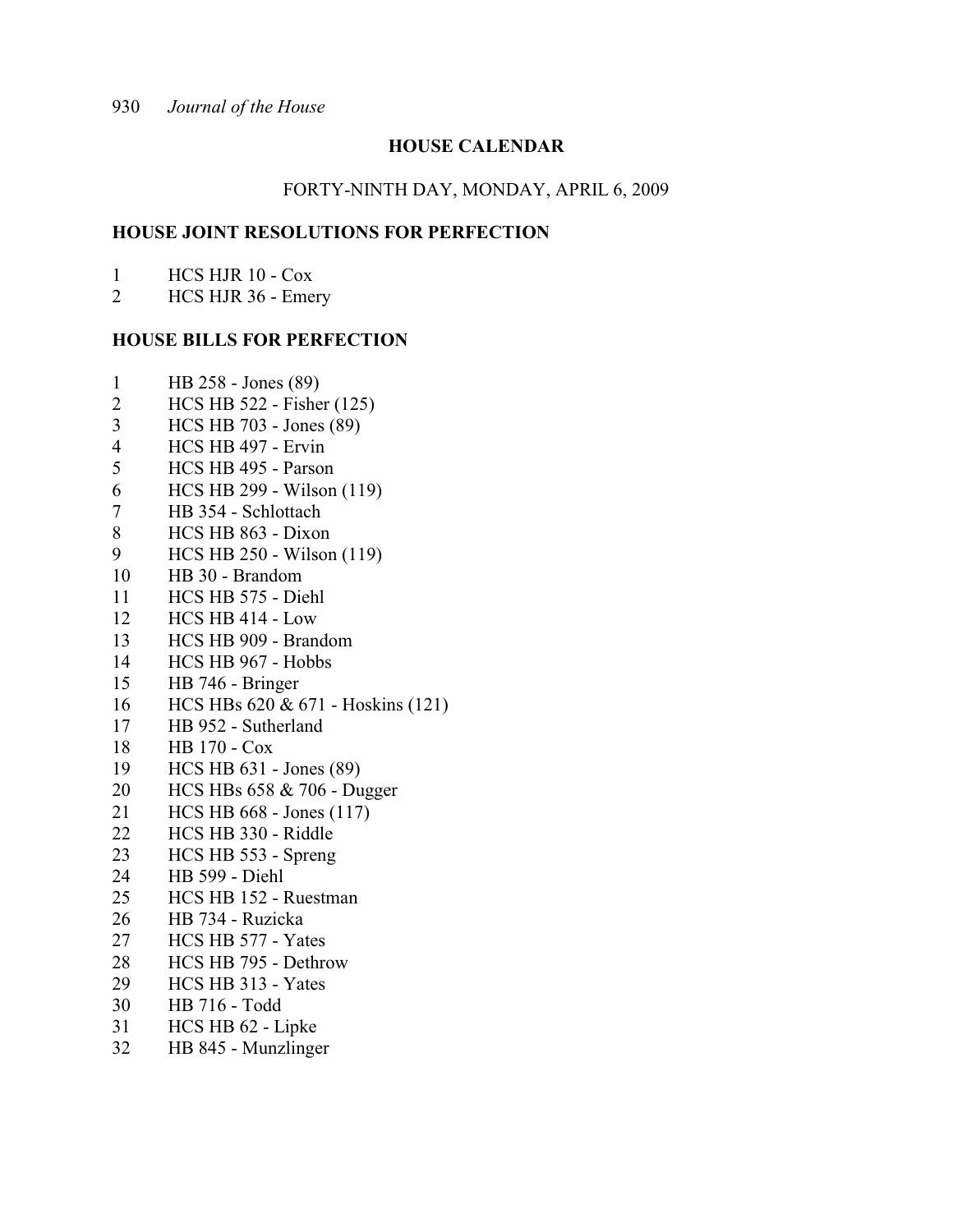## HOUSE CALENDAR

FORTY-NINTH DAY, MONDAY, APRIL 6, 2009

### HOUSE JOINT RESOLUTIONS FOR PERFECTION

1 HCS HJR 10 - Cox
2 HCS HJR 36 - Emery

### HOUSE BILLS FOR PERFECTION

1 HB 258 - Jones (89)
2 HCS HB 522 - Fisher (125)
3 HCS HB 703 - Jones (89)
4 HCS HB 497 - Ervin
5 HCS HB 495 - Parson
6 HCS HB 299 - Wilson (119)
7 HB 354 - Schlottach
8 HCS HB 863 - Dixon
9 HCS HB 250 - Wilson (119)
10 HB 30 - Brandom
11 HCS HB 575 - Diehl
12 HCS HB 414 - Low
13 HCS HB 909 - Brandom
14 HCS HB 967 - Hobbs
15 HB 746 - Bringer
16 HCS HBs 620 & 671 - Hoskins (121)
17 HB 952 - Sutherland
18 HB 170 - Cox
19 HCS HB 631 - Jones (89)
20 HCS HBs 658 & 706 - Dugger
21 HCS HB 668 - Jones (117)
22 HCS HB 330 - Riddle
23 HCS HB 553 - Spreng
24 HB 599 - Diehl
25 HCS HB 152 - Ruestman
26 HB 734 - Ruzicka
27 HCS HB 577 - Yates
28 HCS HB 795 - Dethrow
29 HCS HB 313 - Yates
30 HB 716 - Todd
31 HCS HB 62 - Lipke
32 HB 845 - Munzlinger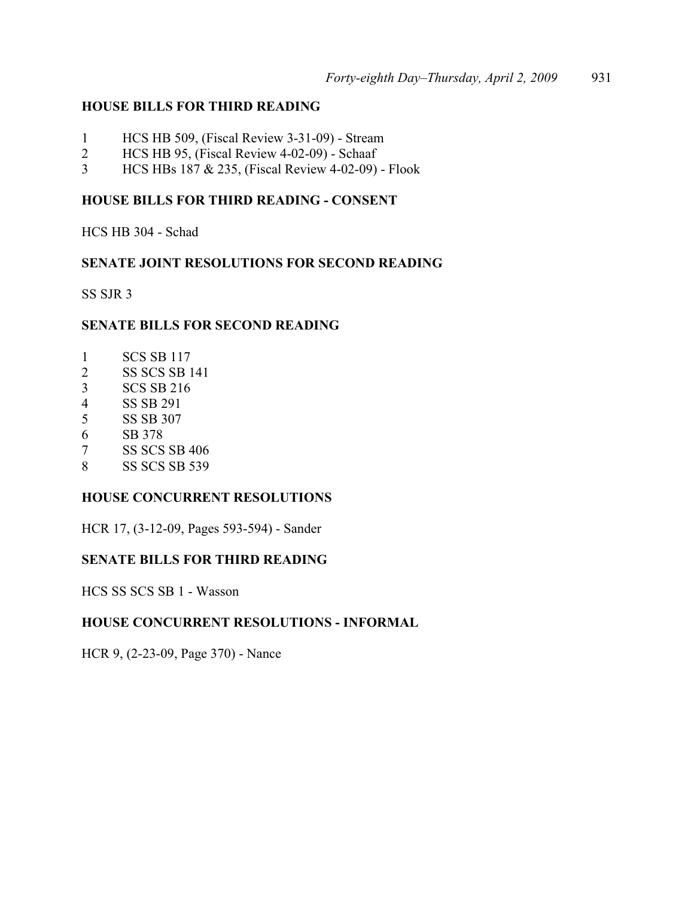**HOUSE BILLS FOR THIRD READING**

1 HCS HB 509, (Fiscal Review 3-31-09) - Stream
2 HCS HB 95, (Fiscal Review 4-02-09) - Schaaf
3 HCS HBs 187 & 235, (Fiscal Review 4-02-09) - Flook

**HOUSE BILLS FOR THIRD READING - CONSENT**

HCS HB 304 - Schad

**SENATE JOINT RESOLUTIONS FOR SECOND READING**

SS SJR 3

**SENATE BILLS FOR SECOND READING**

1 SCS SB 117
2 SS SCS SB 141
3 SCS SB 216
4 SS SB 291
5 SS SB 307
6 SB 378
7 SS SCS SB 406
8 SS SCS SB 539

**HOUSE CONCURRENT RESOLUTIONS**

HCR 17, (3-12-09, Pages 593-594) - Sander

**SENATE BILLS FOR THIRD READING**

HCS SS SCS SB 1 - Wasson

**HOUSE CONCURRENT RESOLUTIONS - INFORMAL**

HCR 9, (2-23-09, Page 370) - Nance